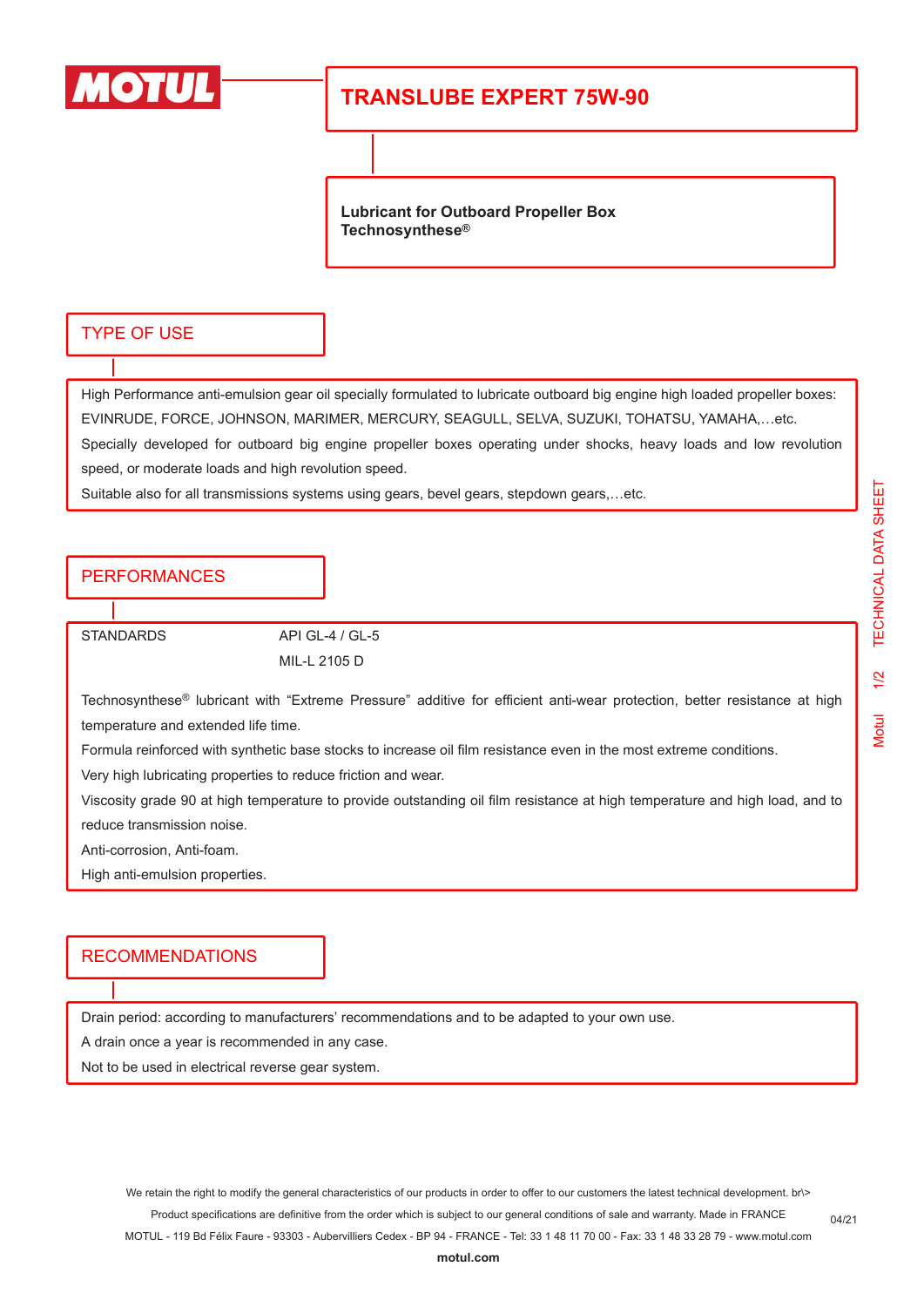MOTUL

# TRANSLUBE EXPERT 75W-90

**Lubricant for Outboard Propeller Box**
**Technosynthese®**

## TYPE OF USE

High Performance anti-emulsion gear oil specially formulated to lubricate outboard big engine high loaded propeller boxes: EVINRUDE, FORCE, JOHNSON, MARIMER, MERCURY, SEAGULL, SELVA, SUZUKI, TOHATSU, YAMAHA,…etc.

Specially developed for outboard big engine propeller boxes operating under shocks, heavy loads and low revolution speed, or moderate loads and high revolution speed.

Suitable also for all transmissions systems using gears, bevel gears, stepdown gears,…etc.

## PERFORMANCES

| STANDARDS | API GL-4 / GL-5 |
|---|---|
| | MIL-L 2105 D |

Technosynthese® lubricant with "Extreme Pressure" additive for efficient anti-wear protection, better resistance at high temperature and extended life time.

Formula reinforced with synthetic base stocks to increase oil film resistance even in the most extreme conditions.

Very high lubricating properties to reduce friction and wear.

Viscosity grade 90 at high temperature to provide outstanding oil film resistance at high temperature and high load, and to reduce transmission noise.

Anti-corrosion, Anti-foam.

High anti-emulsion properties.

## RECOMMENDATIONS

Drain period: according to manufacturers' recommendations and to be adapted to your own use.

A drain once a year is recommended in any case.

Not to be used in electrical reverse gear system.

We retain the right to modify the general characteristics of our products in order to offer to our customers the latest technical development. br\>
Product specifications are definitive from the order which is subject to our general conditions of sale and warranty. Made in FRANCE

MOTUL - 119 Bd Félix Faure - 93303 - Aubervilliers Cedex - BP 94 - FRANCE - Tel: 33 1 48 11 70 00 - Fax: 33 1 48 33 28 79 - www.motul.com

04/21

**motul.com**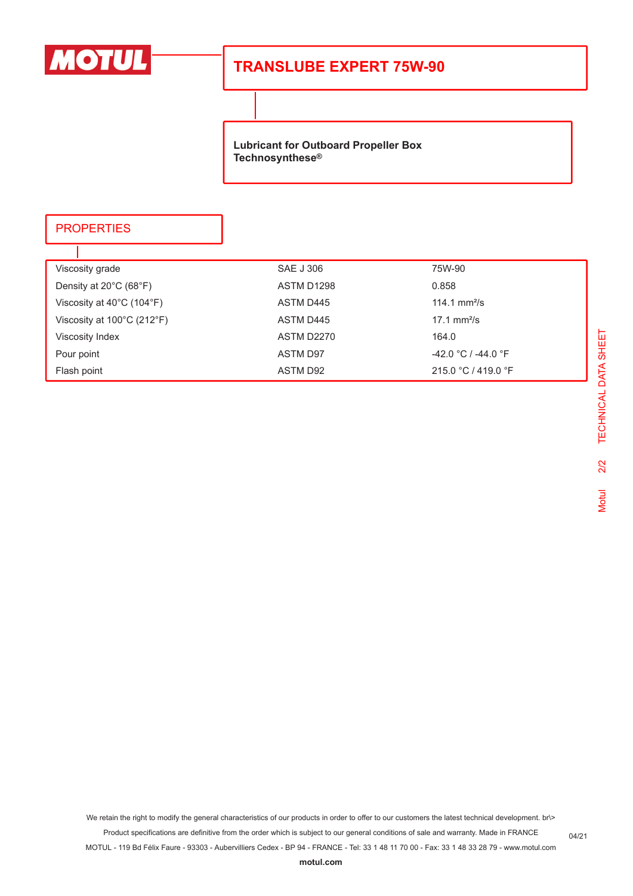# TRANSLUBE EXPERT 75W-90

**Lubricant for Outboard Propeller Box**
**Technosynthese®**

## PROPERTIES

| | | |
|---|---|---|
| Viscosity grade | SAE J 306 | 75W-90 |
| Density at 20°C (68°F) | ASTM D1298 | 0.858 |
| Viscosity at 40°C (104°F) | ASTM D445 | 114.1 mm²/s |
| Viscosity at 100°C (212°F) | ASTM D445 | 17.1 mm²/s |
| Viscosity Index | ASTM D2270 | 164.0 |
| Pour point | ASTM D97 | -42.0 °C / -44.0 °F |
| Flash point | ASTM D92 | 215.0 °C / 419.0 °F |

We retain the right to modify the general characteristics of our products in order to offer to our customers the latest technical development. br\>
Product specifications are definitive from the order which is subject to our general conditions of sale and warranty. Made in FRANCE
MOTUL - 119 Bd Félix Faure - 93303 - Aubervilliers Cedex - BP 94 - FRANCE - Tel: 33 1 48 11 70 00 - Fax: 33 1 48 33 28 79 - www.motul.com

04/21

**motul.com**